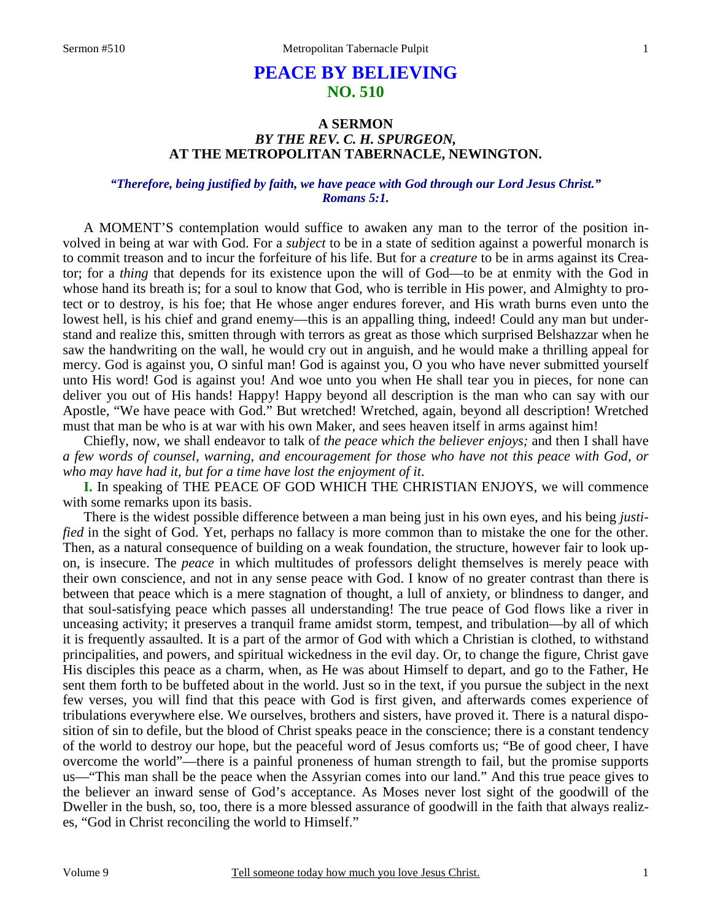# PEACE BY BELIEVING
## NO. 510

### A SERMON
### *BY THE REV. C. H. SPURGEON,*
### AT THE METROPOLITAN TABERNACLE, NEWINGTON.

***"Therefore, being justified by faith, we have peace with God through our Lord Jesus Christ." Romans 5:1.***

A MOMENT'S contemplation would suffice to awaken any man to the terror of the position involved in being at war with God. For a *subject* to be in a state of sedition against a powerful monarch is to commit treason and to incur the forfeiture of his life. But for a *creature* to be in arms against its Creator; for a *thing* that depends for its existence upon the will of God—to be at enmity with the God in whose hand its breath is; for a soul to know that God, who is terrible in His power, and Almighty to protect or to destroy, is his foe; that He whose anger endures forever, and His wrath burns even unto the lowest hell, is his chief and grand enemy—this is an appalling thing, indeed! Could any man but understand and realize this, smitten through with terrors as great as those which surprised Belshazzar when he saw the handwriting on the wall, he would cry out in anguish, and he would make a thrilling appeal for mercy. God is against you, O sinful man! God is against you, O you who have never submitted yourself unto His word! God is against you! And woe unto you when He shall tear you in pieces, for none can deliver you out of His hands! Happy! Happy beyond all description is the man who can say with our Apostle, "We have peace with God." But wretched! Wretched, again, beyond all description! Wretched must that man be who is at war with his own Maker, and sees heaven itself in arms against him!

Chiefly, now, we shall endeavor to talk of *the peace which the believer enjoys;* and then I shall have *a few words of counsel, warning, and encouragement for those who have not this peace with God, or who may have had it, but for a time have lost the enjoyment of it*.

**I.** In speaking of THE PEACE OF GOD WHICH THE CHRISTIAN ENJOYS, we will commence with some remarks upon its basis.

There is the widest possible difference between a man being just in his own eyes, and his being *justified* in the sight of God. Yet, perhaps no fallacy is more common than to mistake the one for the other. Then, as a natural consequence of building on a weak foundation, the structure, however fair to look upon, is insecure. The *peace* in which multitudes of professors delight themselves is merely peace with their own conscience, and not in any sense peace with God. I know of no greater contrast than there is between that peace which is a mere stagnation of thought, a lull of anxiety, or blindness to danger, and that soul-satisfying peace which passes all understanding! The true peace of God flows like a river in unceasing activity; it preserves a tranquil frame amidst storm, tempest, and tribulation—by all of which it is frequently assaulted. It is a part of the armor of God with which a Christian is clothed, to withstand principalities, and powers, and spiritual wickedness in the evil day. Or, to change the figure, Christ gave His disciples this peace as a charm, when, as He was about Himself to depart, and go to the Father, He sent them forth to be buffeted about in the world. Just so in the text, if you pursue the subject in the next few verses, you will find that this peace with God is first given, and afterwards comes experience of tribulations everywhere else. We ourselves, brothers and sisters, have proved it. There is a natural disposition of sin to defile, but the blood of Christ speaks peace in the conscience; there is a constant tendency of the world to destroy our hope, but the peaceful word of Jesus comforts us; "Be of good cheer, I have overcome the world"—there is a painful proneness of human strength to fail, but the promise supports us—"This man shall be the peace when the Assyrian comes into our land." And this true peace gives to the believer an inward sense of God's acceptance. As Moses never lost sight of the goodwill of the Dweller in the bush, so, too, there is a more blessed assurance of goodwill in the faith that always realizes, "God in Christ reconciling the world to Himself."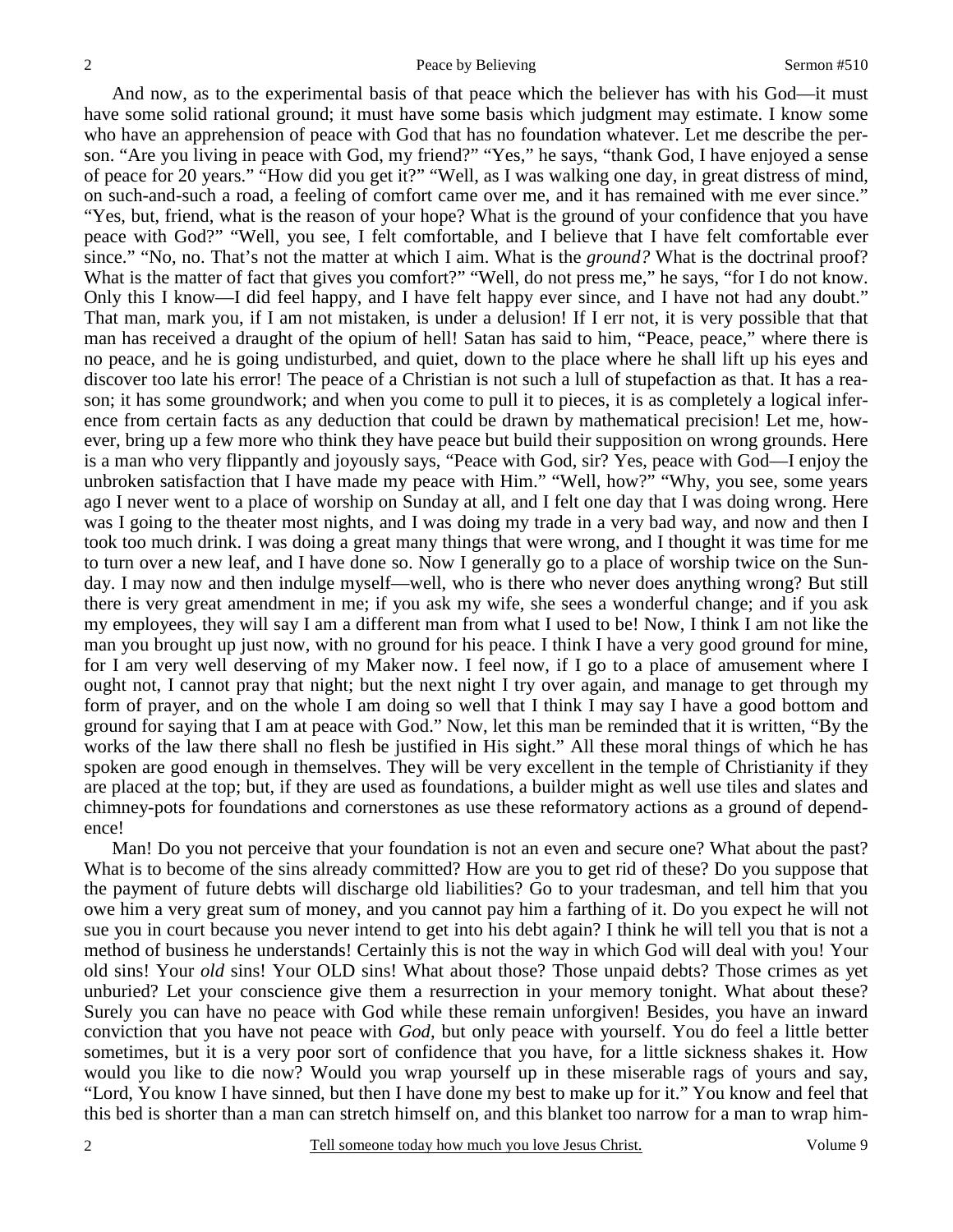And now, as to the experimental basis of that peace which the believer has with his God—it must have some solid rational ground; it must have some basis which judgment may estimate. I know some who have an apprehension of peace with God that has no foundation whatever. Let me describe the person. "Are you living in peace with God, my friend?" "Yes," he says, "thank God, I have enjoyed a sense of peace for 20 years." "How did you get it?" "Well, as I was walking one day, in great distress of mind, on such-and-such a road, a feeling of comfort came over me, and it has remained with me ever since." "Yes, but, friend, what is the reason of your hope? What is the ground of your confidence that you have peace with God?" "Well, you see, I felt comfortable, and I believe that I have felt comfortable ever since." "No, no. That's not the matter at which I aim. What is the *ground?* What is the doctrinal proof? What is the matter of fact that gives you comfort?" "Well, do not press me," he says, "for I do not know. Only this I know—I did feel happy, and I have felt happy ever since, and I have not had any doubt." That man, mark you, if I am not mistaken, is under a delusion! If I err not, it is very possible that that man has received a draught of the opium of hell! Satan has said to him, "Peace, peace," where there is no peace, and he is going undisturbed, and quiet, down to the place where he shall lift up his eyes and discover too late his error! The peace of a Christian is not such a lull of stupefaction as that. It has a reason; it has some groundwork; and when you come to pull it to pieces, it is as completely a logical inference from certain facts as any deduction that could be drawn by mathematical precision! Let me, however, bring up a few more who think they have peace but build their supposition on wrong grounds. Here is a man who very flippantly and joyously says, "Peace with God, sir? Yes, peace with God—I enjoy the unbroken satisfaction that I have made my peace with Him." "Well, how?" "Why, you see, some years ago I never went to a place of worship on Sunday at all, and I felt one day that I was doing wrong. Here was I going to the theater most nights, and I was doing my trade in a very bad way, and now and then I took too much drink. I was doing a great many things that were wrong, and I thought it was time for me to turn over a new leaf, and I have done so. Now I generally go to a place of worship twice on the Sunday. I may now and then indulge myself—well, who is there who never does anything wrong? But still there is very great amendment in me; if you ask my wife, she sees a wonderful change; and if you ask my employees, they will say I am a different man from what I used to be! Now, I think I am not like the man you brought up just now, with no ground for his peace. I think I have a very good ground for mine, for I am very well deserving of my Maker now. I feel now, if I go to a place of amusement where I ought not, I cannot pray that night; but the next night I try over again, and manage to get through my form of prayer, and on the whole I am doing so well that I think I may say I have a good bottom and ground for saying that I am at peace with God." Now, let this man be reminded that it is written, "By the works of the law there shall no flesh be justified in His sight." All these moral things of which he has spoken are good enough in themselves. They will be very excellent in the temple of Christianity if they are placed at the top; but, if they are used as foundations, a builder might as well use tiles and slates and chimney-pots for foundations and cornerstones as use these reformatory actions as a ground of dependence!

Man! Do you not perceive that your foundation is not an even and secure one? What about the past? What is to become of the sins already committed? How are you to get rid of these? Do you suppose that the payment of future debts will discharge old liabilities? Go to your tradesman, and tell him that you owe him a very great sum of money, and you cannot pay him a farthing of it. Do you expect he will not sue you in court because you never intend to get into his debt again? I think he will tell you that is not a method of business he understands! Certainly this is not the way in which God will deal with you! Your old sins! Your *old* sins! Your OLD sins! What about those? Those unpaid debts? Those crimes as yet unburied? Let your conscience give them a resurrection in your memory tonight. What about these? Surely you can have no peace with God while these remain unforgiven! Besides, you have an inward conviction that you have not peace with *God,* but only peace with yourself. You do feel a little better sometimes, but it is a very poor sort of confidence that you have, for a little sickness shakes it. How would you like to die now? Would you wrap yourself up in these miserable rags of yours and say, "Lord, You know I have sinned, but then I have done my best to make up for it." You know and feel that this bed is shorter than a man can stretch himself on, and this blanket too narrow for a man to wrap him-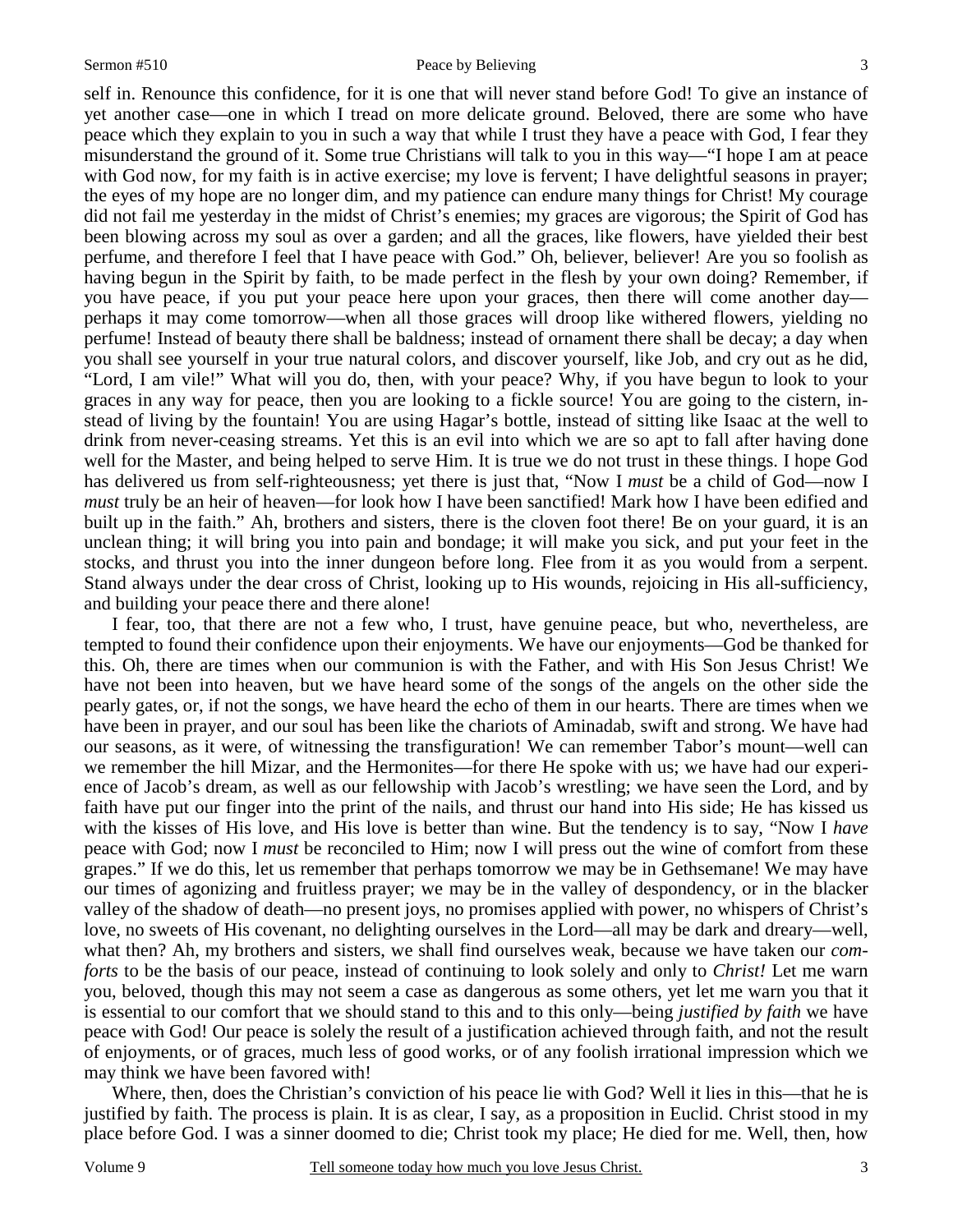self in. Renounce this confidence, for it is one that will never stand before God! To give an instance of yet another case—one in which I tread on more delicate ground. Beloved, there are some who have peace which they explain to you in such a way that while I trust they have a peace with God, I fear they misunderstand the ground of it. Some true Christians will talk to you in this way—"I hope I am at peace with God now, for my faith is in active exercise; my love is fervent; I have delightful seasons in prayer; the eyes of my hope are no longer dim, and my patience can endure many things for Christ! My courage did not fail me yesterday in the midst of Christ's enemies; my graces are vigorous; the Spirit of God has been blowing across my soul as over a garden; and all the graces, like flowers, have yielded their best perfume, and therefore I feel that I have peace with God." Oh, believer, believer! Are you so foolish as having begun in the Spirit by faith, to be made perfect in the flesh by your own doing? Remember, if you have peace, if you put your peace here upon your graces, then there will come another day—perhaps it may come tomorrow—when all those graces will droop like withered flowers, yielding no perfume! Instead of beauty there shall be baldness; instead of ornament there shall be decay; a day when you shall see yourself in your true natural colors, and discover yourself, like Job, and cry out as he did, "Lord, I am vile!" What will you do, then, with your peace? Why, if you have begun to look to your graces in any way for peace, then you are looking to a fickle source! You are going to the cistern, instead of living by the fountain! You are using Hagar's bottle, instead of sitting like Isaac at the well to drink from never-ceasing streams. Yet this is an evil into which we are so apt to fall after having done well for the Master, and being helped to serve Him. It is true we do not trust in these things. I hope God has delivered us from self-righteousness; yet there is just that, "Now I *must* be a child of God—now I *must* truly be an heir of heaven—for look how I have been sanctified! Mark how I have been edified and built up in the faith." Ah, brothers and sisters, there is the cloven foot there! Be on your guard, it is an unclean thing; it will bring you into pain and bondage; it will make you sick, and put your feet in the stocks, and thrust you into the inner dungeon before long. Flee from it as you would from a serpent. Stand always under the dear cross of Christ, looking up to His wounds, rejoicing in His all-sufficiency, and building your peace there and there alone!

I fear, too, that there are not a few who, I trust, have genuine peace, but who, nevertheless, are tempted to found their confidence upon their enjoyments. We have our enjoyments—God be thanked for this. Oh, there are times when our communion is with the Father, and with His Son Jesus Christ! We have not been into heaven, but we have heard some of the songs of the angels on the other side the pearly gates, or, if not the songs, we have heard the echo of them in our hearts. There are times when we have been in prayer, and our soul has been like the chariots of Aminadab, swift and strong. We have had our seasons, as it were, of witnessing the transfiguration! We can remember Tabor's mount—well can we remember the hill Mizar, and the Hermonites—for there He spoke with us; we have had our experience of Jacob's dream, as well as our fellowship with Jacob's wrestling; we have seen the Lord, and by faith have put our finger into the print of the nails, and thrust our hand into His side; He has kissed us with the kisses of His love, and His love is better than wine. But the tendency is to say, "Now I *have* peace with God; now I *must* be reconciled to Him; now I will press out the wine of comfort from these grapes." If we do this, let us remember that perhaps tomorrow we may be in Gethsemane! We may have our times of agonizing and fruitless prayer; we may be in the valley of despondency, or in the blacker valley of the shadow of death—no present joys, no promises applied with power, no whispers of Christ's love, no sweets of His covenant, no delighting ourselves in the Lord—all may be dark and dreary—well, what then? Ah, my brothers and sisters, we shall find ourselves weak, because we have taken our *comforts* to be the basis of our peace, instead of continuing to look solely and only to *Christ!* Let me warn you, beloved, though this may not seem a case as dangerous as some others, yet let me warn you that it is essential to our comfort that we should stand to this and to this only—being *justified by faith* we have peace with God! Our peace is solely the result of a justification achieved through faith, and not the result of enjoyments, or of graces, much less of good works, or of any foolish irrational impression which we may think we have been favored with!

Where, then, does the Christian's conviction of his peace lie with God? Well it lies in this—that he is justified by faith. The process is plain. It is as clear, I say, as a proposition in Euclid. Christ stood in my place before God. I was a sinner doomed to die; Christ took my place; He died for me. Well, then, how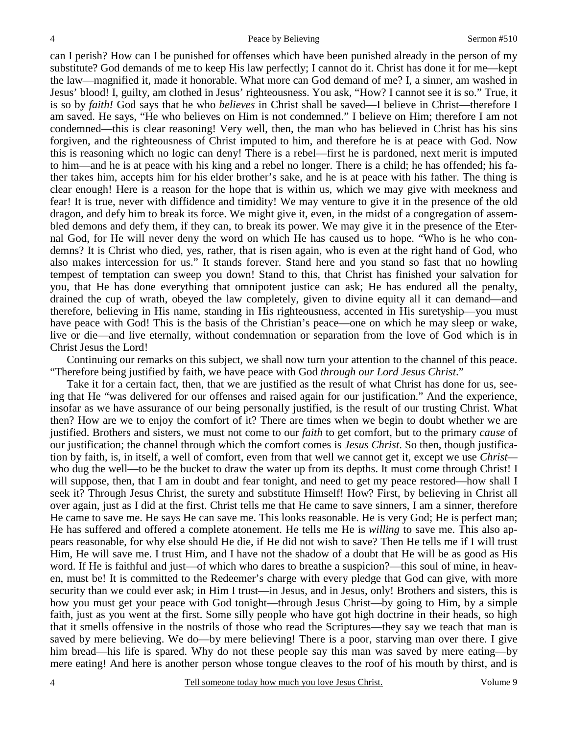can I perish? How can I be punished for offenses which have been punished already in the person of my substitute? God demands of me to keep His law perfectly; I cannot do it. Christ has done it for me—kept the law—magnified it, made it honorable. What more can God demand of me? I, a sinner, am washed in Jesus' blood! I, guilty, am clothed in Jesus' righteousness. You ask, "How? I cannot see it is so." True, it is so by *faith!* God says that he who *believes* in Christ shall be saved—I believe in Christ—therefore I am saved. He says, "He who believes on Him is not condemned." I believe on Him; therefore I am not condemned—this is clear reasoning! Very well, then, the man who has believed in Christ has his sins forgiven, and the righteousness of Christ imputed to him, and therefore he is at peace with God. Now this is reasoning which no logic can deny! There is a rebel—first he is pardoned, next merit is imputed to him—and he is at peace with his king and a rebel no longer. There is a child; he has offended; his father takes him, accepts him for his elder brother's sake, and he is at peace with his father. The thing is clear enough! Here is a reason for the hope that is within us, which we may give with meekness and fear! It is true, never with diffidence and timidity! We may venture to give it in the presence of the old dragon, and defy him to break its force. We might give it, even, in the midst of a congregation of assembled demons and defy them, if they can, to break its power. We may give it in the presence of the Eternal God, for He will never deny the word on which He has caused us to hope. "Who is he who condemns? It is Christ who died, yes, rather, that is risen again, who is even at the right hand of God, who also makes intercession for us." It stands forever. Stand here and you stand so fast that no howling tempest of temptation can sweep you down! Stand to this, that Christ has finished your salvation for you, that He has done everything that omnipotent justice can ask; He has endured all the penalty, drained the cup of wrath, obeyed the law completely, given to divine equity all it can demand—and therefore, believing in His name, standing in His righteousness, accented in His suretyship—you must have peace with God! This is the basis of the Christian's peace—one on which he may sleep or wake, live or die—and live eternally, without condemnation or separation from the love of God which is in Christ Jesus the Lord!

Continuing our remarks on this subject, we shall now turn your attention to the channel of this peace. "Therefore being justified by faith, we have peace with God *through our Lord Jesus Christ*."

Take it for a certain fact, then, that we are justified as the result of what Christ has done for us, seeing that He "was delivered for our offenses and raised again for our justification." And the experience, insofar as we have assurance of our being personally justified, is the result of our trusting Christ. What then? How are we to enjoy the comfort of it? There are times when we begin to doubt whether we are justified. Brothers and sisters, we must not come to our *faith* to get comfort, but to the primary *cause* of our justification; the channel through which the comfort comes is *Jesus Christ.* So then, though justification by faith, is, in itself, a well of comfort, even from that well we cannot get it, except we use *Christ*—who dug the well—to be the bucket to draw the water up from its depths. It must come through Christ! I will suppose, then, that I am in doubt and fear tonight, and need to get my peace restored—how shall I seek it? Through Jesus Christ, the surety and substitute Himself! How? First, by believing in Christ all over again, just as I did at the first. Christ tells me that He came to save sinners, I am a sinner, therefore He came to save me. He says He can save me. This looks reasonable. He is very God; He is perfect man; He has suffered and offered a complete atonement. He tells me He is *willing* to save me. This also appears reasonable, for why else should He die, if He did not wish to save? Then He tells me if I will trust Him, He will save me. I trust Him, and I have not the shadow of a doubt that He will be as good as His word. If He is faithful and just—of which who dares to breathe a suspicion?—this soul of mine, in heaven, must be! It is committed to the Redeemer's charge with every pledge that God can give, with more security than we could ever ask; in Him I trust—in Jesus, and in Jesus, only! Brothers and sisters, this is how you must get your peace with God tonight—through Jesus Christ—by going to Him, by a simple faith, just as you went at the first. Some silly people who have got high doctrine in their heads, so high that it smells offensive in the nostrils of those who read the Scriptures—they say we teach that man is saved by mere believing. We do—by mere believing! There is a poor, starving man over there. I give him bread—his life is spared. Why do not these people say this man was saved by mere eating—by mere eating! And here is another person whose tongue cleaves to the roof of his mouth by thirst, and is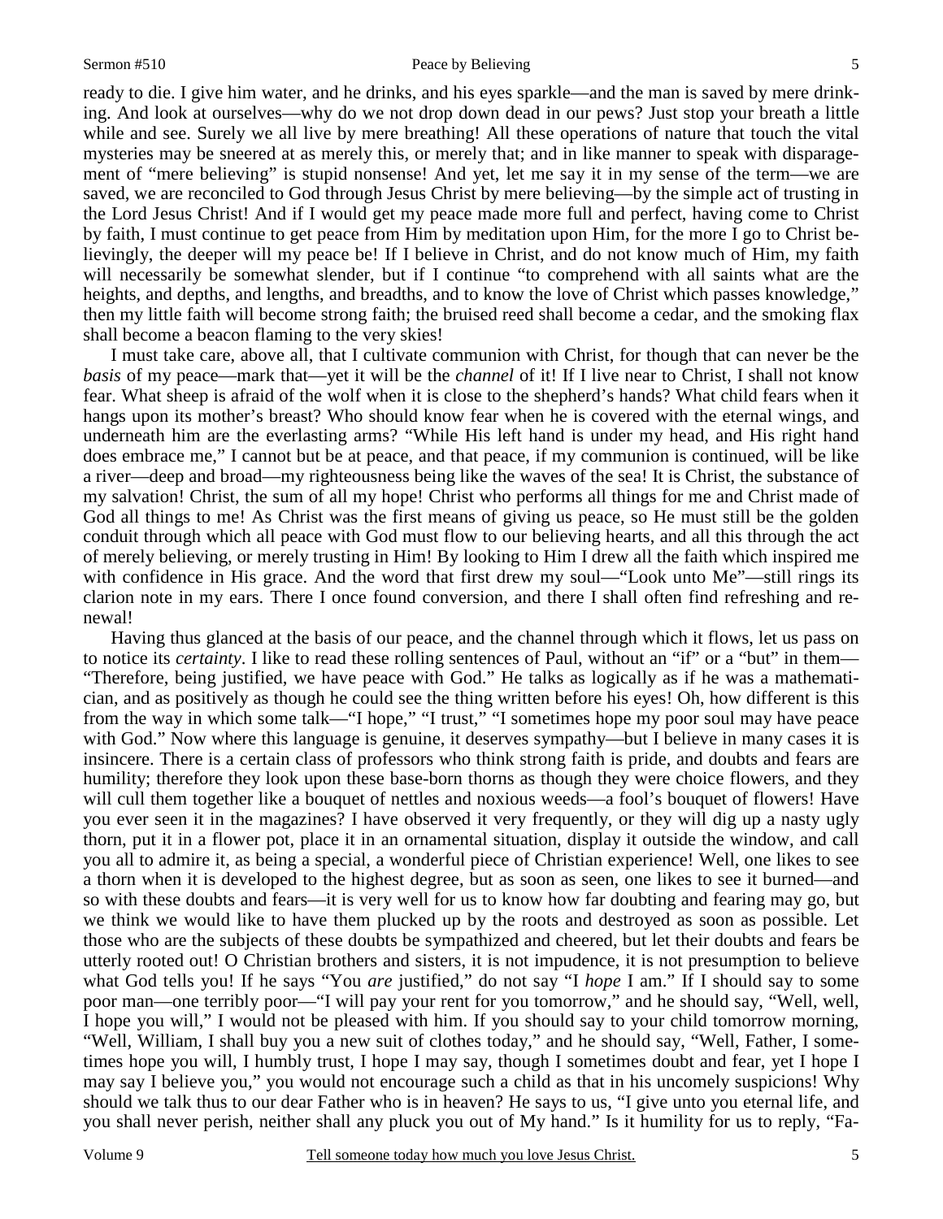ready to die. I give him water, and he drinks, and his eyes sparkle—and the man is saved by mere drinking. And look at ourselves—why do we not drop down dead in our pews? Just stop your breath a little while and see. Surely we all live by mere breathing! All these operations of nature that touch the vital mysteries may be sneered at as merely this, or merely that; and in like manner to speak with disparagement of "mere believing" is stupid nonsense! And yet, let me say it in my sense of the term—we are saved, we are reconciled to God through Jesus Christ by mere believing—by the simple act of trusting in the Lord Jesus Christ! And if I would get my peace made more full and perfect, having come to Christ by faith, I must continue to get peace from Him by meditation upon Him, for the more I go to Christ believingly, the deeper will my peace be! If I believe in Christ, and do not know much of Him, my faith will necessarily be somewhat slender, but if I continue "to comprehend with all saints what are the heights, and depths, and lengths, and breadths, and to know the love of Christ which passes knowledge," then my little faith will become strong faith; the bruised reed shall become a cedar, and the smoking flax shall become a beacon flaming to the very skies!

I must take care, above all, that I cultivate communion with Christ, for though that can never be the *basis* of my peace—mark that—yet it will be the *channel* of it! If I live near to Christ, I shall not know fear. What sheep is afraid of the wolf when it is close to the shepherd's hands? What child fears when it hangs upon its mother's breast? Who should know fear when he is covered with the eternal wings, and underneath him are the everlasting arms? "While His left hand is under my head, and His right hand does embrace me," I cannot but be at peace, and that peace, if my communion is continued, will be like a river—deep and broad—my righteousness being like the waves of the sea! It is Christ, the substance of my salvation! Christ, the sum of all my hope! Christ who performs all things for me and Christ made of God all things to me! As Christ was the first means of giving us peace, so He must still be the golden conduit through which all peace with God must flow to our believing hearts, and all this through the act of merely believing, or merely trusting in Him! By looking to Him I drew all the faith which inspired me with confidence in His grace. And the word that first drew my soul—"Look unto Me"—still rings its clarion note in my ears. There I once found conversion, and there I shall often find refreshing and renewal!

Having thus glanced at the basis of our peace, and the channel through which it flows, let us pass on to notice its *certainty*. I like to read these rolling sentences of Paul, without an "if" or a "but" in them—"Therefore, being justified, we have peace with God." He talks as logically as if he was a mathematician, and as positively as though he could see the thing written before his eyes! Oh, how different is this from the way in which some talk—"I hope," "I trust," "I sometimes hope my poor soul may have peace with God." Now where this language is genuine, it deserves sympathy—but I believe in many cases it is insincere. There is a certain class of professors who think strong faith is pride, and doubts and fears are humility; therefore they look upon these base-born thorns as though they were choice flowers, and they will cull them together like a bouquet of nettles and noxious weeds—a fool's bouquet of flowers! Have you ever seen it in the magazines? I have observed it very frequently, or they will dig up a nasty ugly thorn, put it in a flower pot, place it in an ornamental situation, display it outside the window, and call you all to admire it, as being a special, a wonderful piece of Christian experience! Well, one likes to see a thorn when it is developed to the highest degree, but as soon as seen, one likes to see it burned—and so with these doubts and fears—it is very well for us to know how far doubting and fearing may go, but we think we would like to have them plucked up by the roots and destroyed as soon as possible. Let those who are the subjects of these doubts be sympathized and cheered, but let their doubts and fears be utterly rooted out! O Christian brothers and sisters, it is not impudence, it is not presumption to believe what God tells you! If he says "You *are* justified," do not say "I *hope* I am." If I should say to some poor man—one terribly poor—"I will pay your rent for you tomorrow," and he should say, "Well, well, I hope you will," I would not be pleased with him. If you should say to your child tomorrow morning, "Well, William, I shall buy you a new suit of clothes today," and he should say, "Well, Father, I sometimes hope you will, I humbly trust, I hope I may say, though I sometimes doubt and fear, yet I hope I may say I believe you," you would not encourage such a child as that in his uncomely suspicions! Why should we talk thus to our dear Father who is in heaven? He says to us, "I give unto you eternal life, and you shall never perish, neither shall any pluck you out of My hand." Is it humility for us to reply, "Fa-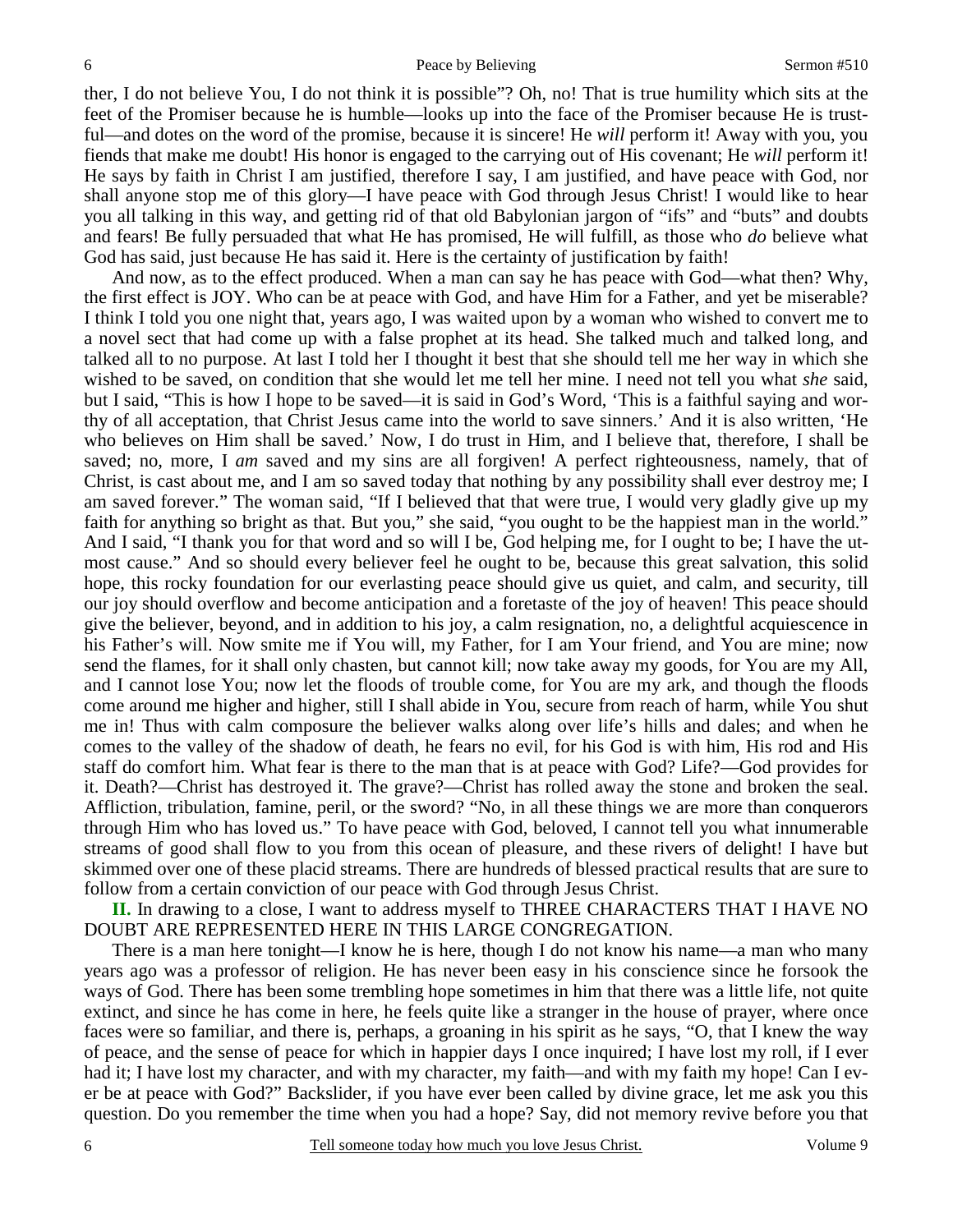ther, I do not believe You, I do not think it is possible"? Oh, no! That is true humility which sits at the feet of the Promiser because he is humble—looks up into the face of the Promiser because He is trustful—and dotes on the word of the promise, because it is sincere! He *will* perform it! Away with you, you fiends that make me doubt! His honor is engaged to the carrying out of His covenant; He *will* perform it! He says by faith in Christ I am justified, therefore I say, I am justified, and have peace with God, nor shall anyone stop me of this glory—I have peace with God through Jesus Christ! I would like to hear you all talking in this way, and getting rid of that old Babylonian jargon of "ifs" and "buts" and doubts and fears! Be fully persuaded that what He has promised, He will fulfill, as those who *do* believe what God has said, just because He has said it. Here is the certainty of justification by faith!

And now, as to the effect produced. When a man can say he has peace with God—what then? Why, the first effect is JOY. Who can be at peace with God, and have Him for a Father, and yet be miserable? I think I told you one night that, years ago, I was waited upon by a woman who wished to convert me to a novel sect that had come up with a false prophet at its head. She talked much and talked long, and talked all to no purpose. At last I told her I thought it best that she should tell me her way in which she wished to be saved, on condition that she would let me tell her mine. I need not tell you what *she* said, but I said, "This is how I hope to be saved—it is said in God's Word, 'This is a faithful saying and worthy of all acceptation, that Christ Jesus came into the world to save sinners.' And it is also written, 'He who believes on Him shall be saved.' Now, I do trust in Him, and I believe that, therefore, I shall be saved; no, more, I *am* saved and my sins are all forgiven! A perfect righteousness, namely, that of Christ, is cast about me, and I am so saved today that nothing by any possibility shall ever destroy me; I am saved forever." The woman said, "If I believed that that were true, I would very gladly give up my faith for anything so bright as that. But you," she said, "you ought to be the happiest man in the world." And I said, "I thank you for that word and so will I be, God helping me, for I ought to be; I have the utmost cause." And so should every believer feel he ought to be, because this great salvation, this solid hope, this rocky foundation for our everlasting peace should give us quiet, and calm, and security, till our joy should overflow and become anticipation and a foretaste of the joy of heaven! This peace should give the believer, beyond, and in addition to his joy, a calm resignation, no, a delightful acquiescence in his Father's will. Now smite me if You will, my Father, for I am Your friend, and You are mine; now send the flames, for it shall only chasten, but cannot kill; now take away my goods, for You are my All, and I cannot lose You; now let the floods of trouble come, for You are my ark, and though the floods come around me higher and higher, still I shall abide in You, secure from reach of harm, while You shut me in! Thus with calm composure the believer walks along over life's hills and dales; and when he comes to the valley of the shadow of death, he fears no evil, for his God is with him, His rod and His staff do comfort him. What fear is there to the man that is at peace with God? Life?—God provides for it. Death?—Christ has destroyed it. The grave?—Christ has rolled away the stone and broken the seal. Affliction, tribulation, famine, peril, or the sword? "No, in all these things we are more than conquerors through Him who has loved us." To have peace with God, beloved, I cannot tell you what innumerable streams of good shall flow to you from this ocean of pleasure, and these rivers of delight! I have but skimmed over one of these placid streams. There are hundreds of blessed practical results that are sure to follow from a certain conviction of our peace with God through Jesus Christ.

**II.** In drawing to a close, I want to address myself to THREE CHARACTERS THAT I HAVE NO DOUBT ARE REPRESENTED HERE IN THIS LARGE CONGREGATION.

There is a man here tonight—I know he is here, though I do not know his name—a man who many years ago was a professor of religion. He has never been easy in his conscience since he forsook the ways of God. There has been some trembling hope sometimes in him that there was a little life, not quite extinct, and since he has come in here, he feels quite like a stranger in the house of prayer, where once faces were so familiar, and there is, perhaps, a groaning in his spirit as he says, "O, that I knew the way of peace, and the sense of peace for which in happier days I once inquired; I have lost my roll, if I ever had it; I have lost my character, and with my character, my faith—and with my faith my hope! Can I ever be at peace with God?" Backslider, if you have ever been called by divine grace, let me ask you this question. Do you remember the time when you had a hope? Say, did not memory revive before you that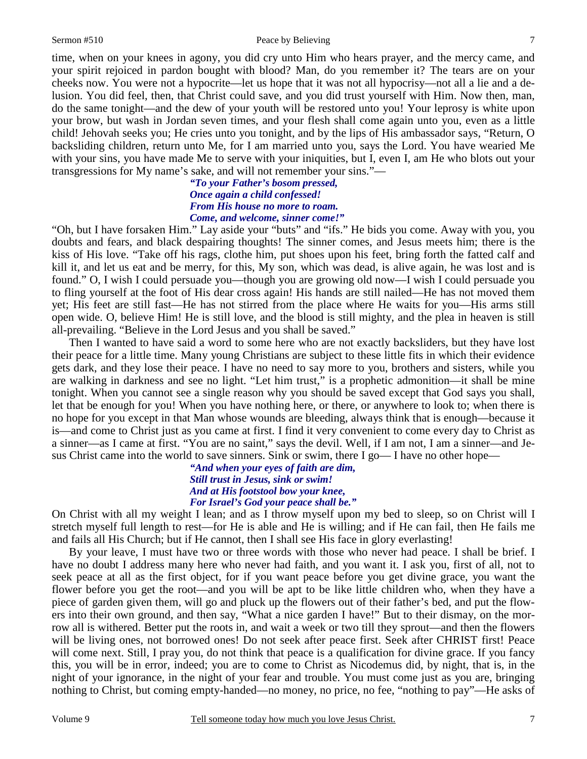time, when on your knees in agony, you did cry unto Him who hears prayer, and the mercy came, and your spirit rejoiced in pardon bought with blood? Man, do you remember it? The tears are on your cheeks now. You were not a hypocrite—let us hope that it was not all hypocrisy—not all a lie and a delusion. You did feel, then, that Christ could save, and you did trust yourself with Him. Now then, man, do the same tonight—and the dew of your youth will be restored unto you! Your leprosy is white upon your brow, but wash in Jordan seven times, and your flesh shall come again unto you, even as a little child! Jehovah seeks you; He cries unto you tonight, and by the lips of His ambassador says, "Return, O backsliding children, return unto Me, for I am married unto you, says the Lord. You have wearied Me with your sins, you have made Me to serve with your iniquities, but I, even I, am He who blots out your transgressions for My name's sake, and will not remember your sins."—

> ***"To your Father's bosom pressed,***
> ***Once again a child confessed!***
> ***From His house no more to roam.***
> ***Come, and welcome, sinner come!"***

"Oh, but I have forsaken Him." Lay aside your "buts" and "ifs." He bids you come. Away with you, you doubts and fears, and black despairing thoughts! The sinner comes, and Jesus meets him; there is the kiss of His love. "Take off his rags, clothe him, put shoes upon his feet, bring forth the fatted calf and kill it, and let us eat and be merry, for this, My son, which was dead, is alive again, he was lost and is found." O, I wish I could persuade you—though you are growing old now—I wish I could persuade you to fling yourself at the foot of His dear cross again! His hands are still nailed—He has not moved them yet; His feet are still fast—He has not stirred from the place where He waits for you—His arms still open wide. O, believe Him! He is still love, and the blood is still mighty, and the plea in heaven is still all-prevailing. "Believe in the Lord Jesus and you shall be saved."

Then I wanted to have said a word to some here who are not exactly backsliders, but they have lost their peace for a little time. Many young Christians are subject to these little fits in which their evidence gets dark, and they lose their peace. I have no need to say more to you, brothers and sisters, while you are walking in darkness and see no light. "Let him trust," is a prophetic admonition—it shall be mine tonight. When you cannot see a single reason why you should be saved except that God says you shall, let that be enough for you! When you have nothing here, or there, or anywhere to look to; when there is no hope for you except in that Man whose wounds are bleeding, always think that is enough—because it is—and come to Christ just as you came at first. I find it very convenient to come every day to Christ as a sinner—as I came at first. "You are no saint," says the devil. Well, if I am not, I am a sinner—and Jesus Christ came into the world to save sinners. Sink or swim, there I go— I have no other hope—

> ***"And when your eyes of faith are dim,***
> ***Still trust in Jesus, sink or swim!***
> ***And at His footstool bow your knee,***
> ***For Israel's God your peace shall be."***

On Christ with all my weight I lean; and as I throw myself upon my bed to sleep, so on Christ will I stretch myself full length to rest—for He is able and He is willing; and if He can fail, then He fails me and fails all His Church; but if He cannot, then I shall see His face in glory everlasting!

By your leave, I must have two or three words with those who never had peace. I shall be brief. I have no doubt I address many here who never had faith, and you want it. I ask you, first of all, not to seek peace at all as the first object, for if you want peace before you get divine grace, you want the flower before you get the root—and you will be apt to be like little children who, when they have a piece of garden given them, will go and pluck up the flowers out of their father's bed, and put the flowers into their own ground, and then say, "What a nice garden I have!" But to their dismay, on the morrow all is withered. Better put the roots in, and wait a week or two till they sprout—and then the flowers will be living ones, not borrowed ones! Do not seek after peace first. Seek after CHRIST first! Peace will come next. Still, I pray you, do not think that peace is a qualification for divine grace. If you fancy this, you will be in error, indeed; you are to come to Christ as Nicodemus did, by night, that is, in the night of your ignorance, in the night of your fear and trouble. You must come just as you are, bringing nothing to Christ, but coming empty-handed—no money, no price, no fee, "nothing to pay"—He asks of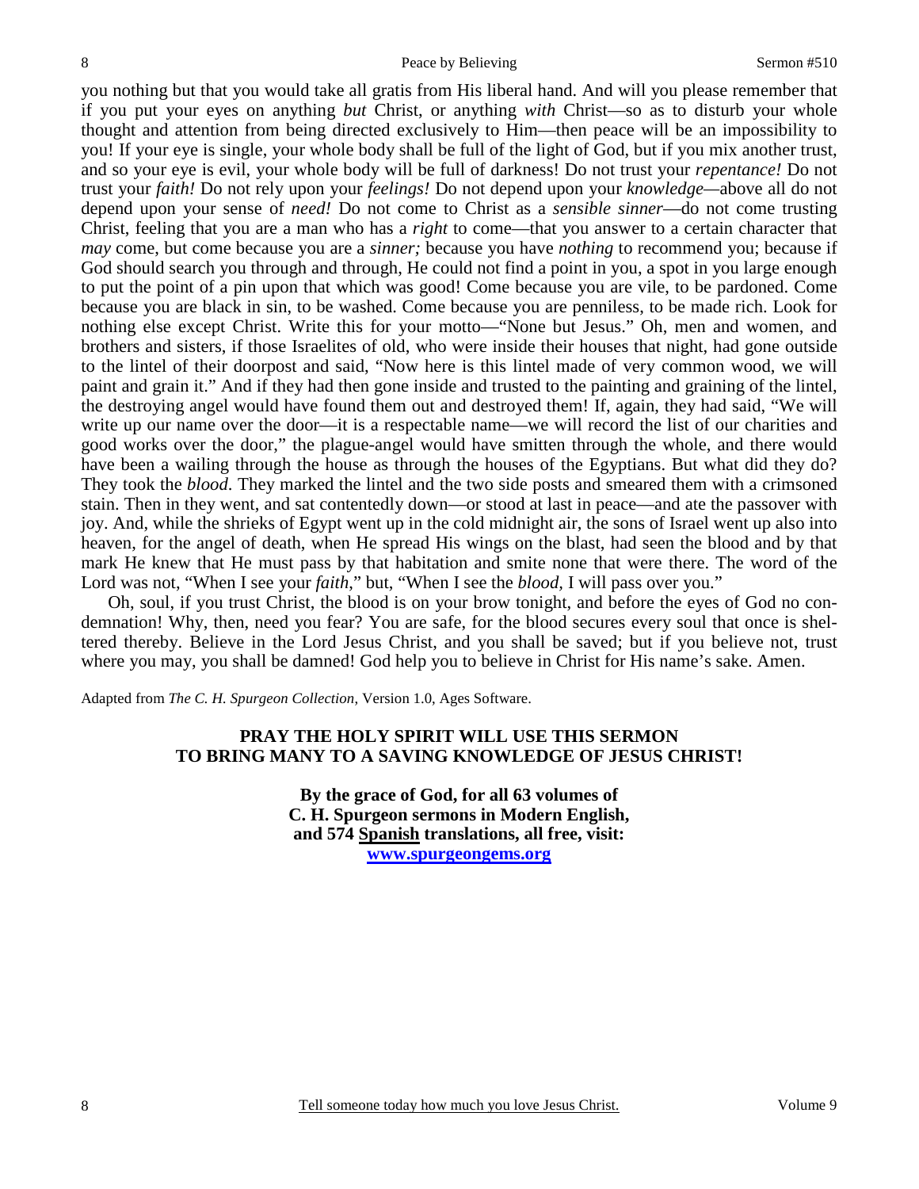you nothing but that you would take all gratis from His liberal hand. And will you please remember that if you put your eyes on anything *but* Christ, or anything *with* Christ—so as to disturb your whole thought and attention from being directed exclusively to Him—then peace will be an impossibility to you! If your eye is single, your whole body shall be full of the light of God, but if you mix another trust, and so your eye is evil, your whole body will be full of darkness! Do not trust your *repentance!* Do not trust your *faith!* Do not rely upon your *feelings!* Do not depend upon your *knowledge*—above all do not depend upon your sense of *need!* Do not come to Christ as a *sensible sinner*—do not come trusting Christ, feeling that you are a man who has a *right* to come—that you answer to a certain character that *may* come, but come because you are a *sinner;* because you have *nothing* to recommend you; because if God should search you through and through, He could not find a point in you, a spot in you large enough to put the point of a pin upon that which was good! Come because you are vile, to be pardoned. Come because you are black in sin, to be washed. Come because you are penniless, to be made rich. Look for nothing else except Christ. Write this for your motto—"None but Jesus." Oh, men and women, and brothers and sisters, if those Israelites of old, who were inside their houses that night, had gone outside to the lintel of their doorpost and said, "Now here is this lintel made of very common wood, we will paint and grain it." And if they had then gone inside and trusted to the painting and graining of the lintel, the destroying angel would have found them out and destroyed them! If, again, they had said, "We will write up our name over the door—it is a respectable name—we will record the list of our charities and good works over the door," the plague-angel would have smitten through the whole, and there would have been a wailing through the house as through the houses of the Egyptians. But what did they do? They took the *blood*. They marked the lintel and the two side posts and smeared them with a crimsoned stain. Then in they went, and sat contentedly down—or stood at last in peace—and ate the passover with joy. And, while the shrieks of Egypt went up in the cold midnight air, the sons of Israel went up also into heaven, for the angel of death, when He spread His wings on the blast, had seen the blood and by that mark He knew that He must pass by that habitation and smite none that were there. The word of the Lord was not, "When I see your *faith*," but, "When I see the *blood*, I will pass over you."

Oh, soul, if you trust Christ, the blood is on your brow tonight, and before the eyes of God no condemnation! Why, then, need you fear? You are safe, for the blood secures every soul that once is sheltered thereby. Believe in the Lord Jesus Christ, and you shall be saved; but if you believe not, trust where you may, you shall be damned! God help you to believe in Christ for His name's sake. Amen.

Adapted from *The C. H. Spurgeon Collection*, Version 1.0, Ages Software.

**PRAY THE HOLY SPIRIT WILL USE THIS SERMON TO BRING MANY TO A SAVING KNOWLEDGE OF JESUS CHRIST!**

**By the grace of God, for all 63 volumes of C. H. Spurgeon sermons in Modern English, and 574 Spanish translations, all free, visit: www.spurgeongems.org**